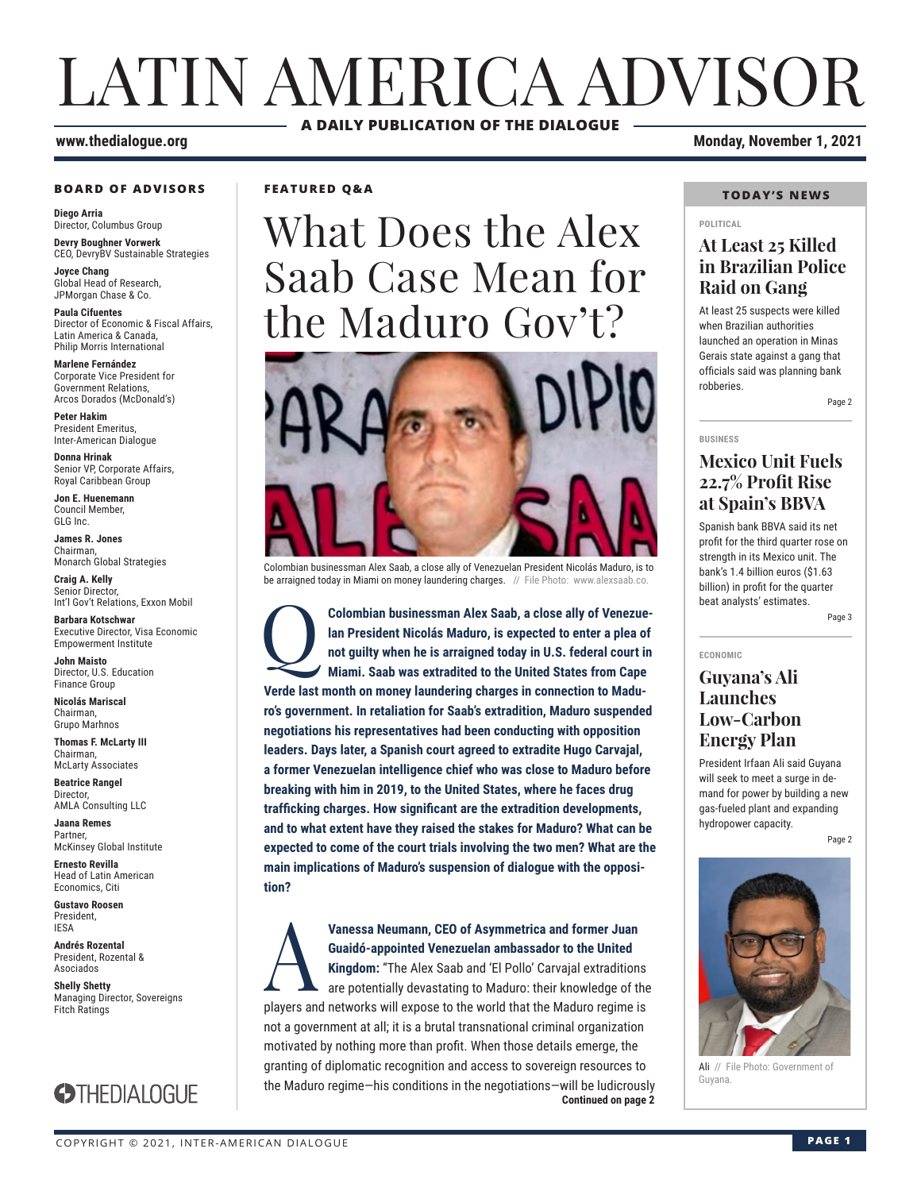# LATIN AMERICA ADVISOR

**A DAILY PUBLICATION OF THE DIALOGUE**

**www.thedialogue.org**

**Monday, November 1, 2021**

### BOARD OF ADVISORS

**Diego Arria**
Director, Columbus Group

**Devry Boughner Vorwerk**
CEO, DevryBV Sustainable Strategies

**Joyce Chang**
Global Head of Research, JPMorgan Chase & Co.

**Paula Cifuentes**
Director of Economic & Fiscal Affairs, Latin America & Canada, Philip Morris International

**Marlene Fernández**
Corporate Vice President for Government Relations, Arcos Dorados (McDonald's)

**Peter Hakim**
President Emeritus, Inter-American Dialogue

**Donna Hrinak**
Senior VP, Corporate Affairs, Royal Caribbean Group

**Jon E. Huenemann**
Council Member, GLG Inc.

**James R. Jones**
Chairman, Monarch Global Strategies

**Craig A. Kelly**
Senior Director, Int'l Gov't Relations, Exxon Mobil

**Barbara Kotschwar**
Executive Director, Visa Economic Empowerment Institute

**John Maisto**
Director, U.S. Education Finance Group

**Nicolás Mariscal**
Chairman, Grupo Marhnos

**Thomas F. McLarty III**
Chairman, McLarty Associates

**Beatrice Rangel**
Director, AMLA Consulting LLC

**Jaana Remes**
Partner, McKinsey Global Institute

**Ernesto Revilla**
Head of Latin American Economics, Citi

**Gustavo Roosen**
President, IESA

**Andrés Rozental**
President, Rozental & Asociados

**Shelly Shetty**
Managing Director, Sovereigns Fitch Ratings

THEDIALOGUE

**FEATURED Q&A**

# What Does the Alex Saab Case Mean for the Maduro Gov't?

Colombian businessman Alex Saab, a close ally of Venezuelan President Nicolás Maduro, is to be arraigned today in Miami on money laundering charges. // File Photo: www.alexsaab.co.

**Q: Colombian businessman Alex Saab, a close ally of Venezuelan President Nicolás Maduro, is expected to enter a plea of not guilty when he is arraigned today in U.S. federal court in Miami. Saab was extradited to the United States from Cape Verde last month on money laundering charges in connection to Maduro's government. In retaliation for Saab's extradition, Maduro suspended negotiations his representatives had been conducting with opposition leaders. Days later, a Spanish court agreed to extradite Hugo Carvajal, a former Venezuelan intelligence chief who was close to Maduro before breaking with him in 2019, to the United States, where he faces drug trafficking charges. How significant are the extradition developments, and to what extent have they raised the stakes for Maduro? What can be expected to come of the court trials involving the two men? What are the main implications of Maduro's suspension of dialogue with the opposition?**

**A: Vanessa Neumann, CEO of Asymmetrica and former Juan Guaidó-appointed Venezuelan ambassador to the United Kingdom:** "The Alex Saab and 'El Pollo' Carvajal extraditions are potentially devastating to Maduro: their knowledge of the players and networks will expose to the world that the Maduro regime is not a government at all; it is a brutal transnational criminal organization motivated by nothing more than profit. When those details emerge, the granting of diplomatic recognition and access to sovereign resources to the Maduro regime—his conditions in the negotiations—will be ludicrously

**Continued on page 2**

### TODAY'S NEWS

**POLITICAL**

## At Least 25 Killed in Brazilian Police Raid on Gang

At least 25 suspects were killed when Brazilian authorities launched an operation in Minas Gerais state against a gang that officials said was planning bank robberies.

Page 2

**BUSINESS**

## Mexico Unit Fuels 22.7% Profit Rise at Spain's BBVA

Spanish bank BBVA said its net profit for the third quarter rose on strength in its Mexico unit. The bank's 1.4 billion euros ($1.63 billion) in profit for the quarter beat analysts' estimates.

Page 3

**ECONOMIC**

## Guyana's Ali Launches Low-Carbon Energy Plan

President Irfaan Ali said Guyana will seek to meet a surge in demand for power by building a new gas-fueled plant and expanding hydropower capacity.

Page 2

Ali // File Photo: Government of Guyana.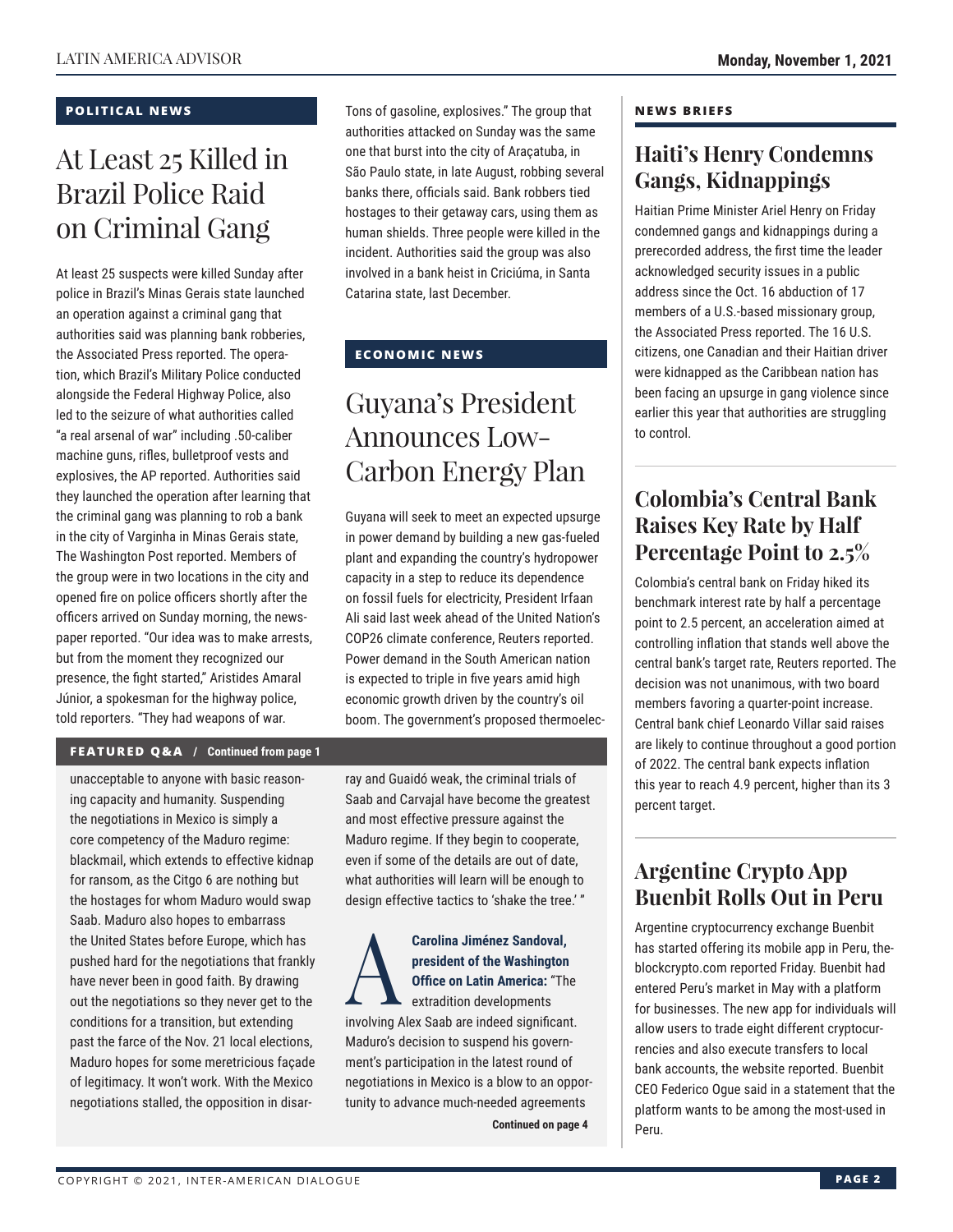## POLITICAL NEWS

# At Least 25 Killed in Brazil Police Raid on Criminal Gang

At least 25 suspects were killed Sunday after police in Brazil's Minas Gerais state launched an operation against a criminal gang that authorities said was planning bank robberies, the Associated Press reported. The operation, which Brazil's Military Police conducted alongside the Federal Highway Police, also led to the seizure of what authorities called "a real arsenal of war" including .50-caliber machine guns, rifles, bulletproof vests and explosives, the AP reported. Authorities said they launched the operation after learning that the criminal gang was planning to rob a bank in the city of Varginha in Minas Gerais state, The Washington Post reported. Members of the group were in two locations in the city and opened fire on police officers shortly after the officers arrived on Sunday morning, the newspaper reported. "Our idea was to make arrests, but from the moment they recognized our presence, the fight started," Aristides Amaral Júnior, a spokesman for the highway police, told reporters. "They had weapons of war. Tons of gasoline, explosives." The group that authorities attacked on Sunday was the same one that burst into the city of Araçatuba, in São Paulo state, in late August, robbing several banks there, officials said. Bank robbers tied hostages to their getaway cars, using them as human shields. Three people were killed in the incident. Authorities said the group was also involved in a bank heist in Criciúma, in Santa Catarina state, last December.

## ECONOMIC NEWS

# Guyana's President Announces Low-Carbon Energy Plan

Guyana will seek to meet an expected upsurge in power demand by building a new gas-fueled plant and expanding the country's hydropower capacity in a step to reduce its dependence on fossil fuels for electricity, President Irfaan Ali said last week ahead of the United Nation's COP26 climate conference, Reuters reported. Power demand in the South American nation is expected to triple in five years amid high economic growth driven by the country's oil boom. The government's proposed thermoelec-

## FEATURED Q&A / Continued from page 1

unacceptable to anyone with basic reasoning capacity and humanity. Suspending the negotiations in Mexico is simply a core competency of the Maduro regime: blackmail, which extends to effective kidnap for ransom, as the Citgo 6 are nothing but the hostages for whom Maduro would swap Saab. Maduro also hopes to embarrass the United States before Europe, which has pushed hard for the negotiations that frankly have never been in good faith. By drawing out the negotiations so they never get to the conditions for a transition, but extending past the farce of the Nov. 21 local elections, Maduro hopes for some meretricious façade of legitimacy. It won't work. With the Mexico negotiations stalled, the opposition in disarray and Guaidó weak, the criminal trials of Saab and Carvajal have become the greatest and most effective pressure against the Maduro regime. If they begin to cooperate, even if some of the details are out of date, what authorities will learn will be enough to design effective tactics to 'shake the tree.' "

**A** **Carolina Jiménez Sandoval, president of the Washington Office on Latin America:** "The extradition developments involving Alex Saab are indeed significant. Maduro's decision to suspend his government's participation in the latest round of negotiations in Mexico is a blow to an opportunity to advance much-needed agreements

**Continued on page 4**

## NEWS BRIEFS

### Haiti's Henry Condemns Gangs, Kidnappings

Haitian Prime Minister Ariel Henry on Friday condemned gangs and kidnappings during a prerecorded address, the first time the leader acknowledged security issues in a public address since the Oct. 16 abduction of 17 members of a U.S.-based missionary group, the Associated Press reported. The 16 U.S. citizens, one Canadian and their Haitian driver were kidnapped as the Caribbean nation has been facing an upsurge in gang violence since earlier this year that authorities are struggling to control.

### Colombia's Central Bank Raises Key Rate by Half Percentage Point to 2.5%

Colombia's central bank on Friday hiked its benchmark interest rate by half a percentage point to 2.5 percent, an acceleration aimed at controlling inflation that stands well above the central bank's target rate, Reuters reported. The decision was not unanimous, with two board members favoring a quarter-point increase. Central bank chief Leonardo Villar said raises are likely to continue throughout a good portion of 2022. The central bank expects inflation this year to reach 4.9 percent, higher than its 3 percent target.

### Argentine Crypto App Buenbit Rolls Out in Peru

Argentine cryptocurrency exchange Buenbit has started offering its mobile app in Peru, theblockcrypto.com reported Friday. Buenbit had entered Peru's market in May with a platform for businesses. The new app for individuals will allow users to trade eight different cryptocurrencies and also execute transfers to local bank accounts, the website reported. Buenbit CEO Federico Ogue said in a statement that the platform wants to be among the most-used in Peru.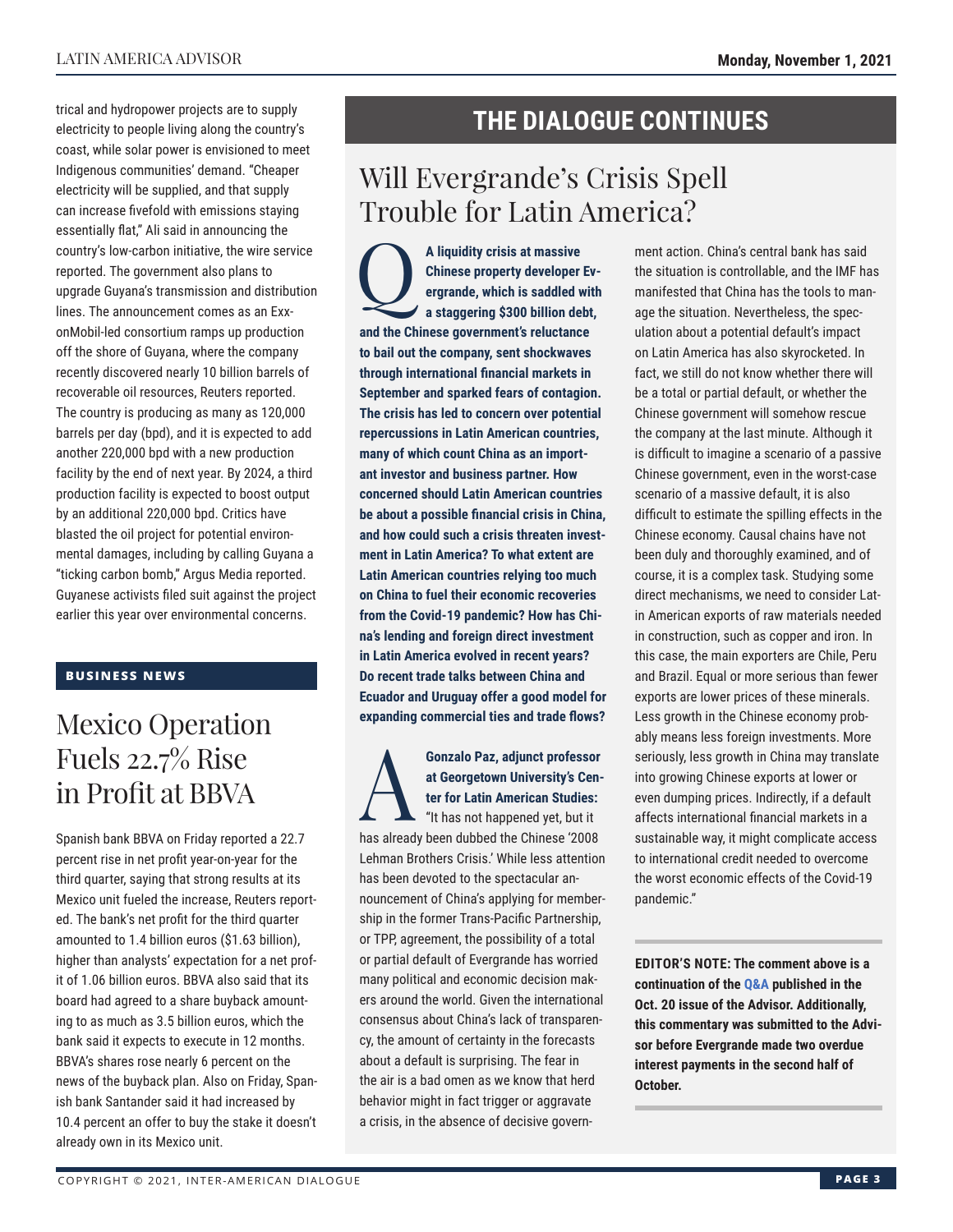trical and hydropower projects are to supply electricity to people living along the country's coast, while solar power is envisioned to meet Indigenous communities' demand. "Cheaper electricity will be supplied, and that supply can increase fivefold with emissions staying essentially flat," Ali said in announcing the country's low-carbon initiative, the wire service reported. The government also plans to upgrade Guyana's transmission and distribution lines. The announcement comes as an ExxonMobil-led consortium ramps up production off the shore of Guyana, where the company recently discovered nearly 10 billion barrels of recoverable oil resources, Reuters reported. The country is producing as many as 120,000 barrels per day (bpd), and it is expected to add another 220,000 bpd with a new production facility by the end of next year. By 2024, a third production facility is expected to boost output by an additional 220,000 bpd. Critics have blasted the oil project for potential environmental damages, including by calling Guyana a "ticking carbon bomb," Argus Media reported. Guyanese activists filed suit against the project earlier this year over environmental concerns.

**BUSINESS NEWS**

## Mexico Operation Fuels 22.7% Rise in Profit at BBVA

Spanish bank BBVA on Friday reported a 22.7 percent rise in net profit year-on-year for the third quarter, saying that strong results at its Mexico unit fueled the increase, Reuters reported. The bank's net profit for the third quarter amounted to 1.4 billion euros ($1.63 billion), higher than analysts' expectation for a net profit of 1.06 billion euros. BBVA also said that its board had agreed to a share buyback amounting to as much as 3.5 billion euros, which the bank said it expects to execute in 12 months. BBVA's shares rose nearly 6 percent on the news of the buyback plan. Also on Friday, Spanish bank Santander said it had increased by 10.4 percent an offer to buy the stake it doesn't already own in its Mexico unit.

# THE DIALOGUE CONTINUES

## Will Evergrande's Crisis Spell Trouble for Latin America?

**Q: A liquidity crisis at massive Chinese property developer Evergrande, which is saddled with a staggering $300 billion debt, and the Chinese government's reluctance to bail out the company, sent shockwaves through international financial markets in September and sparked fears of contagion. The crisis has led to concern over potential repercussions in Latin American countries, many of which count China as an important investor and business partner. How concerned should Latin American countries be about a possible financial crisis in China, and how could such a crisis threaten investment in Latin America? To what extent are Latin American countries relying too much on China to fuel their economic recoveries from the Covid-19 pandemic? How has China's lending and foreign direct investment in Latin America evolved in recent years? Do recent trade talks between China and Ecuador and Uruguay offer a good model for expanding commercial ties and trade flows?**

**A: Gonzalo Paz, adjunct professor at Georgetown University's Center for Latin American Studies:** "It has not happened yet, but it has already been dubbed the Chinese '2008 Lehman Brothers Crisis.' While less attention has been devoted to the spectacular announcement of China's applying for membership in the former Trans-Pacific Partnership, or TPP, agreement, the possibility of a total or partial default of Evergrande has worried many political and economic decision makers around the world. Given the international consensus about China's lack of transparency, the amount of certainty in the forecasts about a default is surprising. The fear in the air is a bad omen as we know that herd behavior might in fact trigger or aggravate a crisis, in the absence of decisive government action. China's central bank has said the situation is controllable, and the IMF has manifested that China has the tools to manage the situation. Nevertheless, the speculation about a potential default's impact on Latin America has also skyrocketed. In fact, we still do not know whether there will be a total or partial default, or whether the Chinese government will somehow rescue the company at the last minute. Although it is difficult to imagine a scenario of a passive Chinese government, even in the worst-case scenario of a massive default, it is also difficult to estimate the spilling effects in the Chinese economy. Causal chains have not been duly and thoroughly examined, and of course, it is a complex task. Studying some direct mechanisms, we need to consider Latin American exports of raw materials needed in construction, such as copper and iron. In this case, the main exporters are Chile, Peru and Brazil. Equal or more serious than fewer exports are lower prices of these minerals. Less growth in the Chinese economy probably means less foreign investments. More seriously, less growth in China may translate into growing Chinese exports at lower or even dumping prices. Indirectly, if a default affects international financial markets in a sustainable way, it might complicate access to international credit needed to overcome the worst economic effects of the Covid-19 pandemic."

**EDITOR'S NOTE: The comment above is a continuation of the Q&A published in the Oct. 20 issue of the Advisor. Additionally, this commentary was submitted to the Advisor before Evergrande made two overdue interest payments in the second half of October.**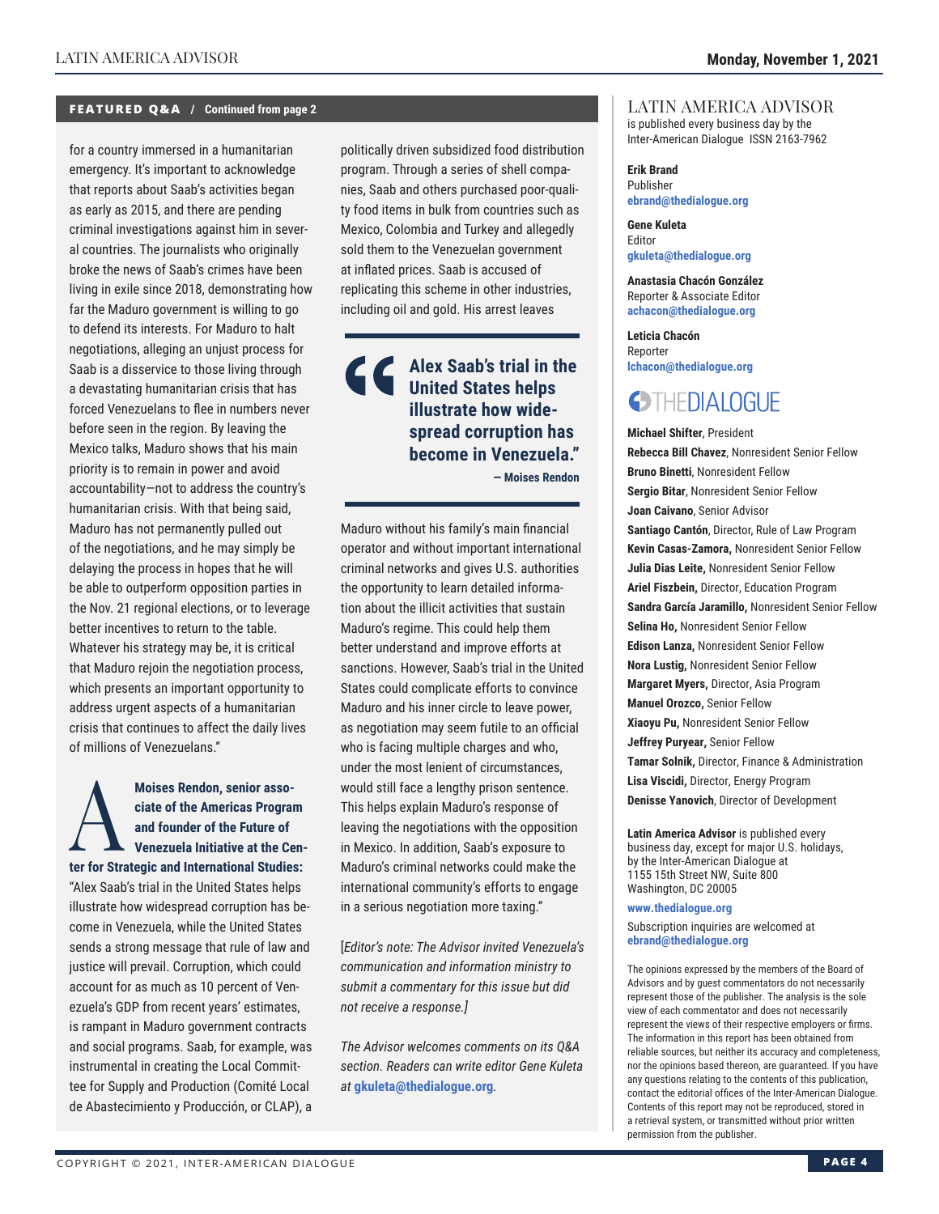**FEATURED Q&A / Continued from page 2**

for a country immersed in a humanitarian emergency. It's important to acknowledge that reports about Saab's activities began as early as 2015, and there are pending criminal investigations against him in several countries. The journalists who originally broke the news of Saab's crimes have been living in exile since 2018, demonstrating how far the Maduro government is willing to go to defend its interests. For Maduro to halt negotiations, alleging an unjust process for Saab is a disservice to those living through a devastating humanitarian crisis that has forced Venezuelans to flee in numbers never before seen in the region. By leaving the Mexico talks, Maduro shows that his main priority is to remain in power and avoid accountability—not to address the country's humanitarian crisis. With that being said, Maduro has not permanently pulled out of the negotiations, and he may simply be delaying the process in hopes that he will be able to outperform opposition parties in the Nov. 21 regional elections, or to leverage better incentives to return to the table. Whatever his strategy may be, it is critical that Maduro rejoin the negotiation process, which presents an important opportunity to address urgent aspects of a humanitarian crisis that continues to affect the daily lives of millions of Venezuelans."

**A** **Moises Rendon, senior associate of the Americas Program and founder of the Future of Venezuela Initiative at the Center for Strategic and International Studies:** "Alex Saab's trial in the United States helps illustrate how widespread corruption has become in Venezuela, while the United States sends a strong message that rule of law and justice will prevail. Corruption, which could account for as much as 10 percent of Venezuela's GDP from recent years' estimates, is rampant in Maduro government contracts and social programs. Saab, for example, was instrumental in creating the Local Committee for Supply and Production (Comité Local de Abastecimiento y Producción, or CLAP), a politically driven subsidized food distribution program. Through a series of shell companies, Saab and others purchased poor-quality food items in bulk from countries such as Mexico, Colombia and Turkey and allegedly sold them to the Venezuelan government at inflated prices. Saab is accused of replicating this scheme in other industries, including oil and gold. His arrest leaves Maduro without his family's main financial operator and without important international criminal networks and gives U.S. authorities the opportunity to learn detailed information about the illicit activities that sustain Maduro's regime. This could help them better understand and improve efforts at sanctions. However, Saab's trial in the United States could complicate efforts to convince Maduro and his inner circle to leave power, as negotiation may seem futile to an official who is facing multiple charges and who, under the most lenient of circumstances, would still face a lengthy prison sentence. This helps explain Maduro's response of leaving the negotiations with the opposition in Mexico. In addition, Saab's exposure to Maduro's criminal networks could make the international community's efforts to engage in a serious negotiation more taxing."

> **"Alex Saab's trial in the United States helps illustrate how widespread corruption has become in Venezuela."**
> **— Moises Rendon**

[*Editor's note: The Advisor invited Venezuela's communication and information ministry to submit a commentary for this issue but did not receive a response.*]

*The Advisor welcomes comments on its Q&A section. Readers can write editor Gene Kuleta at* **gkuleta@thedialogue.org**.

---

LATIN AMERICA ADVISOR
is published every business day by the Inter-American Dialogue ISSN 2163-7962

**Erik Brand**
Publisher
**ebrand@thedialogue.org**

**Gene Kuleta**
Editor
**gkuleta@thedialogue.org**

**Anastasia Chacón González**
Reporter & Associate Editor
**achacon@thedialogue.org**

**Leticia Chacón**
Reporter
**lchacon@thedialogue.org**

THEDIALOGUE

**Michael Shifter**, President
**Rebecca Bill Chavez**, Nonresident Senior Fellow
**Bruno Binetti**, Nonresident Fellow
**Sergio Bitar**, Nonresident Senior Fellow
**Joan Caivano**, Senior Advisor
**Santiago Cantón**, Director, Rule of Law Program
**Kevin Casas-Zamora**, Nonresident Senior Fellow
**Julia Dias Leite,** Nonresident Senior Fellow
**Ariel Fiszbein,** Director, Education Program
**Sandra García Jaramillo,** Nonresident Senior Fellow
**Selina Ho,** Nonresident Senior Fellow
**Edison Lanza,** Nonresident Senior Fellow
**Nora Lustig,** Nonresident Senior Fellow
**Margaret Myers,** Director, Asia Program
**Manuel Orozco,** Senior Fellow
**Xiaoyu Pu,** Nonresident Senior Fellow
**Jeffrey Puryear,** Senior Fellow
**Tamar Solnik,** Director, Finance & Administration
**Lisa Viscidi,** Director, Energy Program
**Denisse Yanovich**, Director of Development

**Latin America Advisor** is published every business day, except for major U.S. holidays, by the Inter-American Dialogue at 1155 15th Street NW, Suite 800 Washington, DC 20005

**www.thedialogue.org**

Subscription inquiries are welcomed at **ebrand@thedialogue.org**

The opinions expressed by the members of the Board of Advisors and by guest commentators do not necessarily represent those of the publisher. The analysis is the sole view of each commentator and does not necessarily represent the views of their respective employers or firms. The information in this report has been obtained from reliable sources, but neither its accuracy and completeness, nor the opinions based thereon, are guaranteed. If you have any questions relating to the contents of this publication, contact the editorial offices of the Inter-American Dialogue. Contents of this report may not be reproduced, stored in a retrieval system, or transmitted without prior written permission from the publisher.